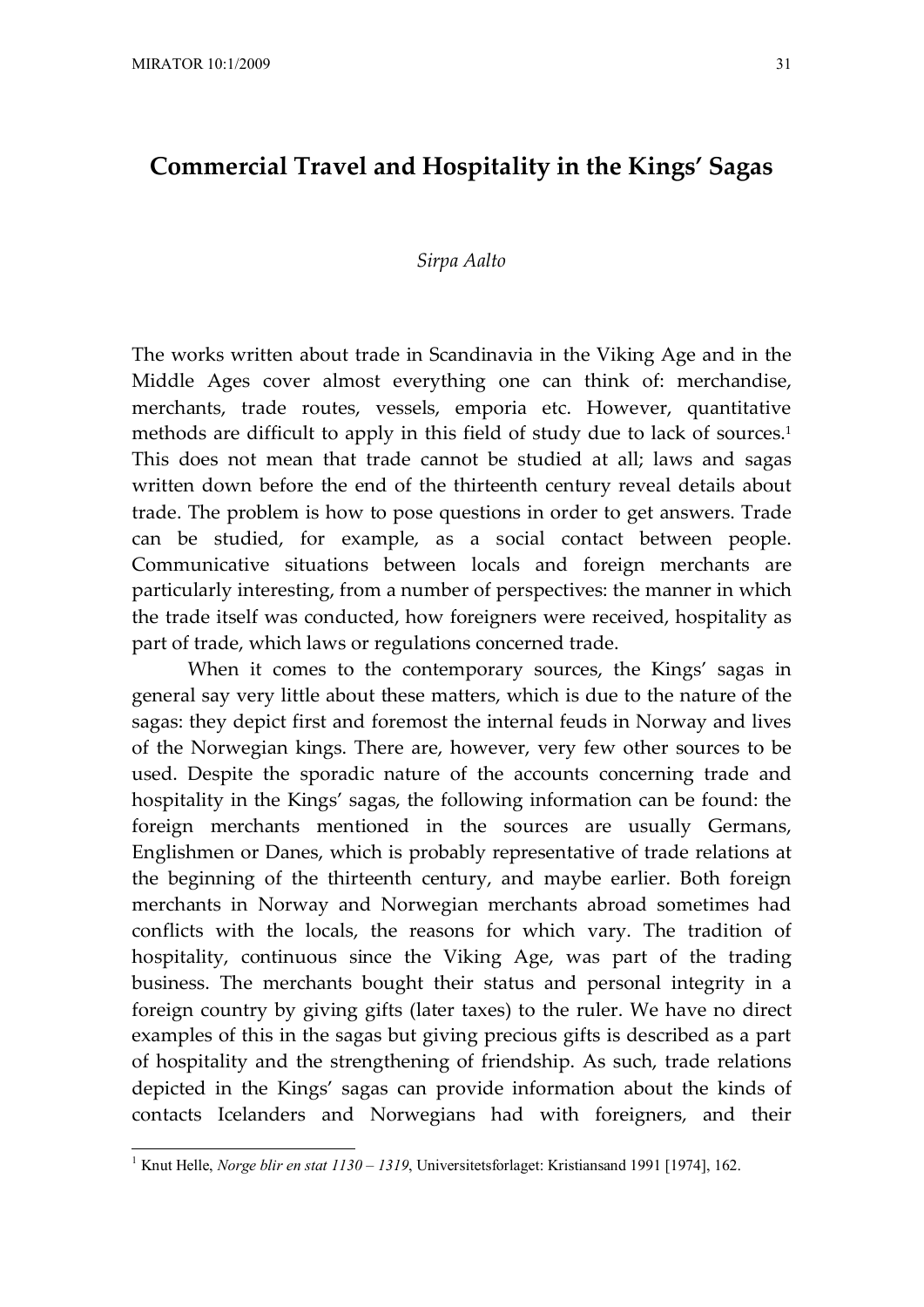# Commercial Travel and Hospitality in the Kings' Sagas

*Sirpa Aalto*

The works written about trade in Scandinavia in the Viking Age and in the Middle Ages cover almost everything one can think of: merchandise, merchants, trade routes, vessels, emporia etc. However, quantitative methods are difficult to apply in this field of study due to lack of sources.[1] This does not mean that trade cannot be studied at all; laws and sagas written down before the end of the thirteenth century reveal details about trade. The problem is how to pose questions in order to get answers. Trade can be studied, for example, as a social contact between people. Communicative situations between locals and foreign merchants are particularly interesting, from a number of perspectives: the manner in which the trade itself was conducted, how foreigners were received, hospitality as part of trade, which laws or regulations concerned trade.

When it comes to the contemporary sources, the Kings' sagas in general say very little about these matters, which is due to the nature of the sagas: they depict first and foremost the internal feuds in Norway and lives of the Norwegian kings. There are, however, very few other sources to be used. Despite the sporadic nature of the accounts concerning trade and hospitality in the Kings' sagas, the following information can be found: the foreign merchants mentioned in the sources are usually Germans, Englishmen or Danes, which is probably representative of trade relations at the beginning of the thirteenth century, and maybe earlier. Both foreign merchants in Norway and Norwegian merchants abroad sometimes had conflicts with the locals, the reasons for which vary. The tradition of hospitality, continuous since the Viking Age, was part of the trading business. The merchants bought their status and personal integrity in a foreign country by giving gifts (later taxes) to the ruler. We have no direct examples of this in the sagas but giving precious gifts is described as a part of hospitality and the strengthening of friendship. As such, trade relations depicted in the Kings' sagas can provide information about the kinds of contacts Icelanders and Norwegians had with foreigners, and their

[1] Knut Helle, *Norge blir en stat 1130 – 1319*, Universitetsforlaget: Kristiansand 1991 [1974], 162.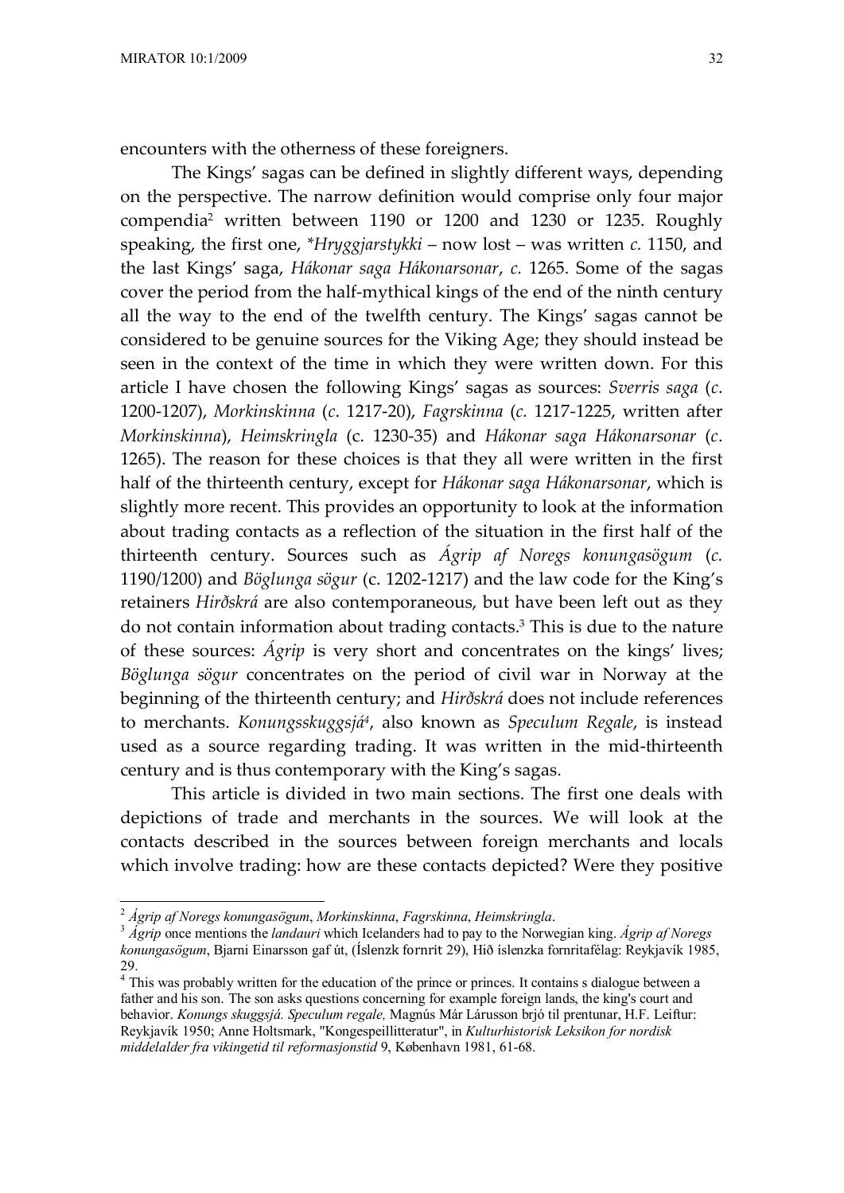encounters with the otherness of these foreigners.

The Kings' sagas can be defined in slightly different ways, depending on the perspective. The narrow definition would comprise only four major compendia[2] written between 1190 or 1200 and 1230 or 1235. Roughly speaking, the first one, *\*Hryggjarstykki* – now lost – was written *c.* 1150, and the last Kings' saga, *Hákonar saga Hákonarsonar*, *c.* 1265. Some of the sagas cover the period from the half-mythical kings of the end of the ninth century all the way to the end of the twelfth century. The Kings' sagas cannot be considered to be genuine sources for the Viking Age; they should instead be seen in the context of the time in which they were written down. For this article I have chosen the following Kings' sagas as sources: *Sverris saga* (*c.* 1200-1207), *Morkinskinna* (*c.* 1217-20), *Fagrskinna* (*c.* 1217-1225, written after *Morkinskinna*), *Heimskringla* (c. 1230-35) and *Hákonar saga Hákonarsonar* (*c.* 1265). The reason for these choices is that they all were written in the first half of the thirteenth century, except for *Hákonar saga Hákonarsonar*, which is slightly more recent. This provides an opportunity to look at the information about trading contacts as a reflection of the situation in the first half of the thirteenth century. Sources such as *Ágrip af Noregs konungasögum* (*c.* 1190/1200) and *Böglunga sögur* (c. 1202-1217) and the law code for the King's retainers *Hirðskrá* are also contemporaneous, but have been left out as they do not contain information about trading contacts.[3] This is due to the nature of these sources: *Ágrip* is very short and concentrates on the kings' lives; *Böglunga sögur* concentrates on the period of civil war in Norway at the beginning of the thirteenth century; and *Hirðskrá* does not include references to merchants. *Konungsskuggsjá*[4], also known as *Speculum Regale*, is instead used as a source regarding trading. It was written in the mid-thirteenth century and is thus contemporary with the King's sagas.

This article is divided in two main sections. The first one deals with depictions of trade and merchants in the sources. We will look at the contacts described in the sources between foreign merchants and locals which involve trading: how are these contacts depicted? Were they positive

---

[2] *Ágrip af Noregs konungasögum*, *Morkinskinna*, *Fagrskinna*, *Heimskringla*.

[3] *Ágrip* once mentions the *landauri* which Icelanders had to pay to the Norwegian king. *Ágrip af Noregs konungasögum*, Bjarni Einarsson gaf út, (Íslenzk fornrit 29), Hið íslenzka fornritafélag: Reykjavík 1985, 29.

[4] This was probably written for the education of the prince or princes. It contains s dialogue between a father and his son. The son asks questions concerning for example foreign lands, the king's court and behavior. *Konungs skuggsjá. Speculum regale,* Magnús Már Lárusson bjó til prentunar, H.F. Leiftur: Reykjavík 1950; Anne Holtsmark, "Kongespeillitteratur", in *Kulturhistorisk Leksikon for nordisk middelalder fra vikingetid til reformasjonstid* 9, København 1981, 61-68.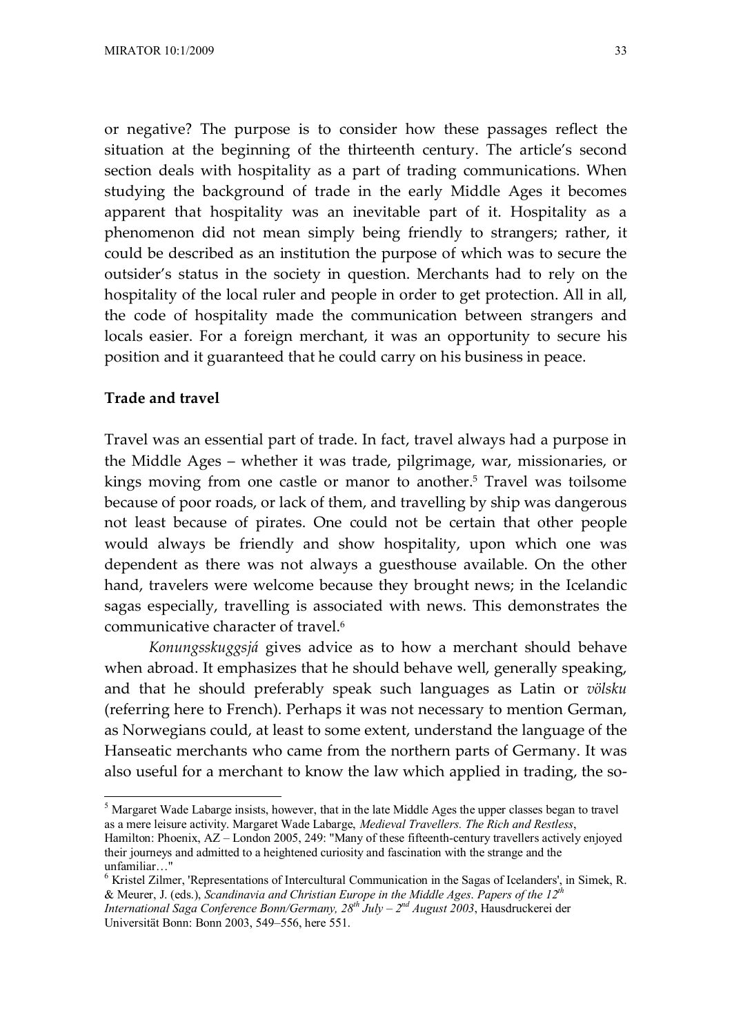or negative? The purpose is to consider how these passages reflect the situation at the beginning of the thirteenth century. The article's second section deals with hospitality as a part of trading communications. When studying the background of trade in the early Middle Ages it becomes apparent that hospitality was an inevitable part of it. Hospitality as a phenomenon did not mean simply being friendly to strangers; rather, it could be described as an institution the purpose of which was to secure the outsider's status in the society in question. Merchants had to rely on the hospitality of the local ruler and people in order to get protection. All in all, the code of hospitality made the communication between strangers and locals easier. For a foreign merchant, it was an opportunity to secure his position and it guaranteed that he could carry on his business in peace.

## Trade and travel

Travel was an essential part of trade. In fact, travel always had a purpose in the Middle Ages – whether it was trade, pilgrimage, war, missionaries, or kings moving from one castle or manor to another.[5] Travel was toilsome because of poor roads, or lack of them, and travelling by ship was dangerous not least because of pirates. One could not be certain that other people would always be friendly and show hospitality, upon which one was dependent as there was not always a guesthouse available. On the other hand, travelers were welcome because they brought news; in the Icelandic sagas especially, travelling is associated with news. This demonstrates the communicative character of travel.[6]

*Konungsskuggsjá* gives advice as to how a merchant should behave when abroad. It emphasizes that he should behave well, generally speaking, and that he should preferably speak such languages as Latin or *völsku* (referring here to French). Perhaps it was not necessary to mention German, as Norwegians could, at least to some extent, understand the language of the Hanseatic merchants who came from the northern parts of Germany. It was also useful for a merchant to know the law which applied in trading, the so-

---

[5] Margaret Wade Labarge insists, however, that in the late Middle Ages the upper classes began to travel as a mere leisure activity. Margaret Wade Labarge, *Medieval Travellers. The Rich and Restless*, Hamilton: Phoenix, AZ – London 2005, 249: "Many of these fifteenth-century travellers actively enjoyed their journeys and admitted to a heightened curiosity and fascination with the strange and the unfamiliar…"

[6] Kristel Zilmer, 'Representations of Intercultural Communication in the Sagas of Icelanders', in Simek, R. & Meurer, J. (eds.), *Scandinavia and Christian Europe in the Middle Ages. Papers of the 12th International Saga Conference Bonn/Germany, 28th July – 2nd August 2003*, Hausdruckerei der Universität Bonn: Bonn 2003, 549–556, here 551.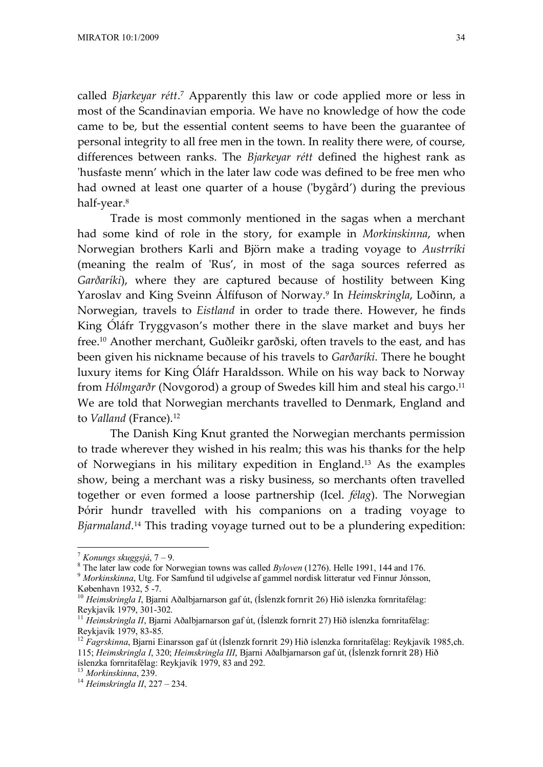called *Bjarkeyar rétt*.[7] Apparently this law or code applied more or less in most of the Scandinavian emporia. We have no knowledge of how the code came to be, but the essential content seems to have been the guarantee of personal integrity to all free men in the town. In reality there were, of course, differences between ranks. The *Bjarkeyar rétt* defined the highest rank as 'husfaste menn' which in the later law code was defined to be free men who had owned at least one quarter of a house ('bygård') during the previous half-year.[8]

Trade is most commonly mentioned in the sagas when a merchant had some kind of role in the story, for example in *Morkinskinna*, when Norwegian brothers Karli and Björn make a trading voyage to *Austrríki* (meaning the realm of 'Rus', in most of the saga sources referred as *Garðaríki*), where they are captured because of hostility between King Yaroslav and King Sveinn Álfífuson of Norway.[9] In *Heimskringla*, Loðinn, a Norwegian, travels to *Eistland* in order to trade there. However, he finds King Óláfr Tryggvason's mother there in the slave market and buys her free.[10] Another merchant, Guðleikr garðski, often travels to the east, and has been given his nickname because of his travels to *Garðaríki*. There he bought luxury items for King Óláfr Haraldsson. While on his way back to Norway from *Hólmgarðr* (Novgorod) a group of Swedes kill him and steal his cargo.[11] We are told that Norwegian merchants travelled to Denmark, England and to *Valland* (France).[12]

The Danish King Knut granted the Norwegian merchants permission to trade wherever they wished in his realm; this was his thanks for the help of Norwegians in his military expedition in England.[13] As the examples show, being a merchant was a risky business, so merchants often travelled together or even formed a loose partnership (Icel. *félag*). The Norwegian Þórir hundr travelled with his companions on a trading voyage to *Bjarmaland*.[14] This trading voyage turned out to be a plundering expedition:

---

[7] *Konungs skuggsjá*, 7 – 9.

[8] The later law code for Norwegian towns was called *Byloven* (1276). Helle 1991, 144 and 176.

[9] *Morkinskinna*, Utg. For Samfund til udgivelse af gammel nordisk litteratur ved Finnur Jónsson, København 1932, 5 -7.

[10] *Heimskringla I*, Bjarni Aðalbjarnarson gaf út, (Íslenzk fornrit 26) Hið íslenzka fornritafélag: Reykjavík 1979, 301-302.

[11] *Heimskringla II*, Bjarni Aðalbjarnarson gaf út, (Íslenzk fornrit 27) Hið íslenzka fornritafélag: Reykjavík 1979, 83-85.

[12] *Fagrskinna*, Bjarni Einarsson gaf út (Íslenzk fornrit 29) Hið íslenzka fornritafélag: Reykjavík 1985,ch. 115; *Heimskringla I*, 320; *Heimskringla III*, Bjarni Aðalbjarnarson gaf út, (Íslenzk fornrit 28) Hið íslenzka fornritafélag: Reykjavík 1979, 83 and 292.

[13] *Morkinskinna*, 239.

[14] *Heimskringla II*, 227 – 234.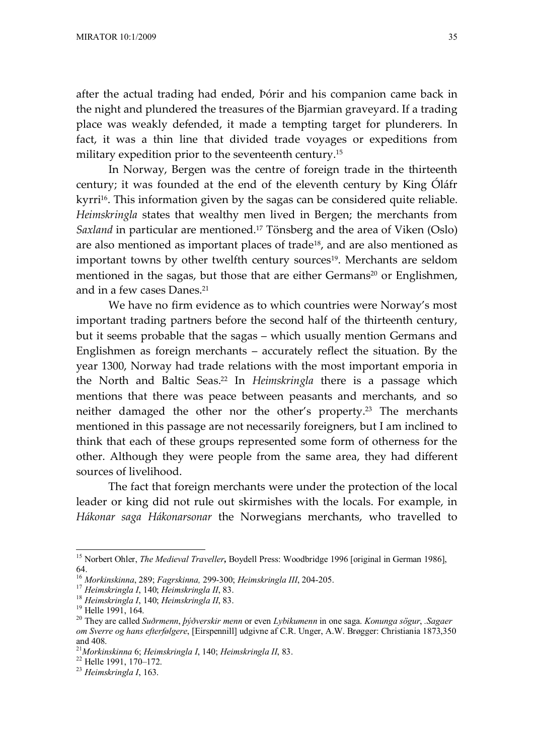after the actual trading had ended, Þórir and his companion came back in the night and plundered the treasures of the Bjarmian graveyard. If a trading place was weakly defended, it made a tempting target for plunderers. In fact, it was a thin line that divided trade voyages or expeditions from military expedition prior to the seventeenth century.[15]

In Norway, Bergen was the centre of foreign trade in the thirteenth century; it was founded at the end of the eleventh century by King Óláfr kyrri[16]. This information given by the sagas can be considered quite reliable. *Heimskringla* states that wealthy men lived in Bergen; the merchants from *Saxland* in particular are mentioned.[17] Tönsberg and the area of Viken (Oslo) are also mentioned as important places of trade[18], and are also mentioned as important towns by other twelfth century sources[19]. Merchants are seldom mentioned in the sagas, but those that are either Germans[20] or Englishmen, and in a few cases Danes.[21]

We have no firm evidence as to which countries were Norway's most important trading partners before the second half of the thirteenth century, but it seems probable that the sagas – which usually mention Germans and Englishmen as foreign merchants – accurately reflect the situation. By the year 1300, Norway had trade relations with the most important emporia in the North and Baltic Seas.[22] In *Heimskringla* there is a passage which mentions that there was peace between peasants and merchants, and so neither damaged the other nor the other's property.[23] The merchants mentioned in this passage are not necessarily foreigners, but I am inclined to think that each of these groups represented some form of otherness for the other. Although they were people from the same area, they had different sources of livelihood.

The fact that foreign merchants were under the protection of the local leader or king did not rule out skirmishes with the locals. For example, in *Hákonar saga Hákonarsonar* the Norwegians merchants, who travelled to

---

[15] Norbert Ohler, *The Medieval Traveller*, Boydell Press: Woodbridge 1996 [original in German 1986], 64.

[16] *Morkinskinna*, 289; *Fagrskinna,* 299-300; *Heimskringla III*, 204-205.

[17] *Heimskringla I*, 140; *Heimskringla II*, 83.

[18] *Heimskringla I*, 140; *Heimskringla II*, 83.

[19] Helle 1991, 164.

[20] They are called *Suðrmenn*, *þýðverskir menn* or even *Lybikumenn* in one saga. *Konunga sögur*, *.Sagaer om Sverre og hans efterfølgere*, [Eirspennill] udgivne af C.R. Unger, A.W. Brøgger: Christiania 1873,350 and 408.

[21] *Morkinskinna* 6; *Heimskringla I*, 140; *Heimskringla II*, 83.

[22] Helle 1991, 170–172.

[23] *Heimskringla I*, 163.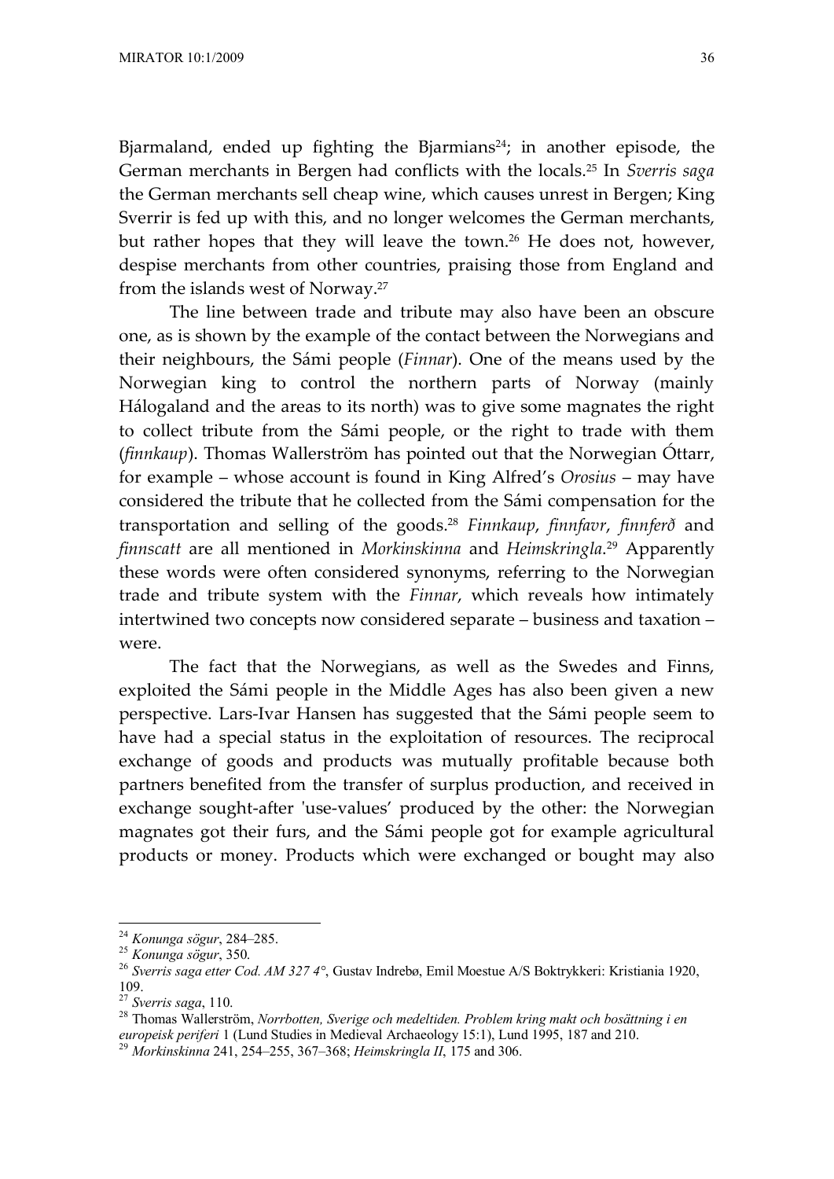Bjarmaland, ended up fighting the Bjarmians[24]; in another episode, the German merchants in Bergen had conflicts with the locals.[25] In *Sverris saga* the German merchants sell cheap wine, which causes unrest in Bergen; King Sverrir is fed up with this, and no longer welcomes the German merchants, but rather hopes that they will leave the town.[26] He does not, however, despise merchants from other countries, praising those from England and from the islands west of Norway.[27]

The line between trade and tribute may also have been an obscure one, as is shown by the example of the contact between the Norwegians and their neighbours, the Sámi people (*Finnar*). One of the means used by the Norwegian king to control the northern parts of Norway (mainly Hálogaland and the areas to its north) was to give some magnates the right to collect tribute from the Sámi people, or the right to trade with them (*finnkaup*). Thomas Wallerström has pointed out that the Norwegian Óttarr, for example – whose account is found in King Alfred's *Orosius* – may have considered the tribute that he collected from the Sámi compensation for the transportation and selling of the goods.[28] *Finnkaup*, *finnfavr*, *finnferð* and *finnscatt* are all mentioned in *Morkinskinna* and *Heimskringla*.[29] Apparently these words were often considered synonyms, referring to the Norwegian trade and tribute system with the *Finnar*, which reveals how intimately intertwined two concepts now considered separate – business and taxation – were.

The fact that the Norwegians, as well as the Swedes and Finns, exploited the Sámi people in the Middle Ages has also been given a new perspective. Lars-Ivar Hansen has suggested that the Sámi people seem to have had a special status in the exploitation of resources. The reciprocal exchange of goods and products was mutually profitable because both partners benefited from the transfer of surplus production, and received in exchange sought-after 'use-values' produced by the other: the Norwegian magnates got their furs, and the Sámi people got for example agricultural products or money. Products which were exchanged or bought may also

---

[24] *Konunga sögur*, 284–285.

[25] *Konunga sögur*, 350.

[26] *Sverris saga etter Cod. AM 327 4°*, Gustav Indrebø, Emil Moestue A/S Boktrykkeri: Kristiania 1920, 109.

[27] *Sverris saga*, 110.

[28] Thomas Wallerström, *Norrbotten, Sverige och medeltiden. Problem kring makt och bosättning i en europeisk periferi* 1 (Lund Studies in Medieval Archaeology 15:1), Lund 1995, 187 and 210.

[29] *Morkinskinna* 241, 254–255, 367–368; *Heimskringla II*, 175 and 306.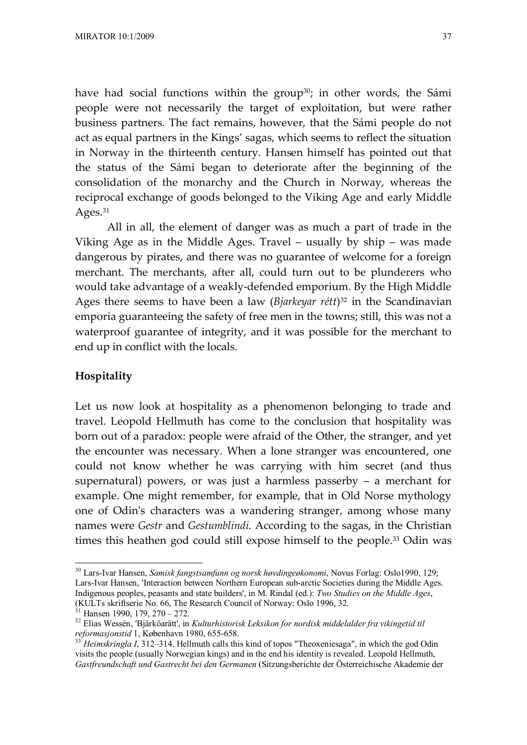have had social functions within the group[30]; in other words, the Sámi people were not necessarily the target of exploitation, but were rather business partners. The fact remains, however, that the Sámi people do not act as equal partners in the Kings' sagas, which seems to reflect the situation in Norway in the thirteenth century. Hansen himself has pointed out that the status of the Sámi began to deteriorate after the beginning of the consolidation of the monarchy and the Church in Norway, whereas the reciprocal exchange of goods belonged to the Viking Age and early Middle Ages.[31]

All in all, the element of danger was as much a part of trade in the Viking Age as in the Middle Ages. Travel – usually by ship – was made dangerous by pirates, and there was no guarantee of welcome for a foreign merchant. The merchants, after all, could turn out to be plunderers who would take advantage of a weakly-defended emporium. By the High Middle Ages there seems to have been a law (*Bjarkeyar rétt*)[32] in the Scandinavian emporia guaranteeing the safety of free men in the towns; still, this was not a waterproof guarantee of integrity, and it was possible for the merchant to end up in conflict with the locals.

### Hospitality

Let us now look at hospitality as a phenomenon belonging to trade and travel. Leopold Hellmuth has come to the conclusion that hospitality was born out of a paradox: people were afraid of the Other, the stranger, and yet the encounter was necessary. When a lone stranger was encountered, one could not know whether he was carrying with him secret (and thus supernatural) powers, or was just a harmless passerby – a merchant for example. One might remember, for example, that in Old Norse mythology one of Odin's characters was a wandering stranger, among whose many names were *Gestr* and *Gestumblindi*. According to the sagas, in the Christian times this heathen god could still expose himself to the people.[33] Odin was

---

[30] Lars-Ivar Hansen, *Samisk fangstsamfunn og norsk høvdingeøkonomi*, Novus Forlag: Oslo1990, 129; Lars-Ivar Hansen, 'Interaction between Northern European sub-arctic Societies during the Middle Ages. Indigenous peoples, peasants and state builders', in M. Rindal (ed.): *Two Studies on the Middle Ages*, (KULTs skriftserie No. 66, The Research Council of Norway: Oslo 1996, 32.

[31] Hansen 1990, 179, 270 – 272.

[32] Elias Wessén, 'Bjärköarätt', in *Kulturhistorisk Leksikon for nordisk middelalder fra vikingetid til reformasjonstid* 1, København 1980, 655-658.

[33] *Heimskringla I*, 312–314. Hellmuth calls this kind of topos "Theoxeniesaga", in which the god Odin visits the people (usually Norwegian kings) and in the end his identity is revealed. Leopold Hellmuth, *Gastfreundschaft und Gastrecht bei den Germanen* (Sitzungsberichte der Österreichische Akademie der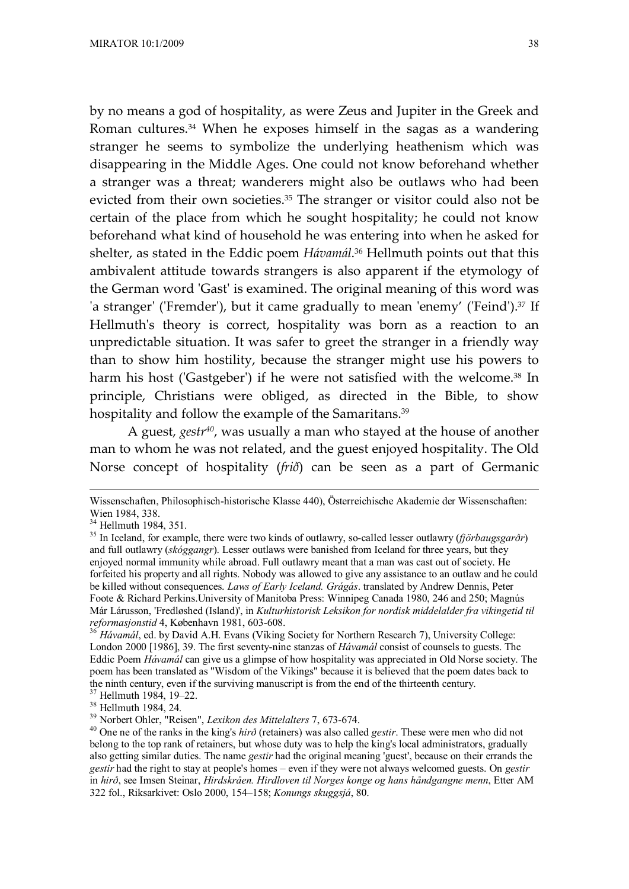by no means a god of hospitality, as were Zeus and Jupiter in the Greek and Roman cultures.[34] When he exposes himself in the sagas as a wandering stranger he seems to symbolize the underlying heathenism which was disappearing in the Middle Ages. One could not know beforehand whether a stranger was a threat; wanderers might also be outlaws who had been evicted from their own societies.[35] The stranger or visitor could also not be certain of the place from which he sought hospitality; he could not know beforehand what kind of household he was entering into when he asked for shelter, as stated in the Eddic poem *Hávamál*.[36] Hellmuth points out that this ambivalent attitude towards strangers is also apparent if the etymology of the German word 'Gast' is examined. The original meaning of this word was 'a stranger' ('Fremder'), but it came gradually to mean 'enemy' ('Feind').[37] If Hellmuth's theory is correct, hospitality was born as a reaction to an unpredictable situation. It was safer to greet the stranger in a friendly way than to show him hostility, because the stranger might use his powers to harm his host ('Gastgeber') if he were not satisfied with the welcome.[38] In principle, Christians were obliged, as directed in the Bible, to show hospitality and follow the example of the Samaritans.[39]

A guest, *gestr*[40], was usually a man who stayed at the house of another man to whom he was not related, and the guest enjoyed hospitality. The Old Norse concept of hospitality (*frið*) can be seen as a part of Germanic

---

Wissenschaften, Philosophisch-historische Klasse 440), Österreichische Akademie der Wissenschaften: Wien 1984, 338.

[34] Hellmuth 1984, 351.

[35] In Iceland, for example, there were two kinds of outlawry, so-called lesser outlawry (*fjörbaugsgarðr*) and full outlawry (*skóggangr*). Lesser outlaws were banished from Iceland for three years, but they enjoyed normal immunity while abroad. Full outlawry meant that a man was cast out of society. He forfeited his property and all rights. Nobody was allowed to give any assistance to an outlaw and he could be killed without consequences. *Laws of Early Iceland. Grágás*. translated by Andrew Dennis, Peter Foote & Richard Perkins.University of Manitoba Press: Winnipeg Canada 1980, 246 and 250; Magnús Már Lárusson, 'Fredløshed (Island)', in *Kulturhistorisk Leksikon for nordisk middelalder fra vikingetid til reformasjonstid* 4, København 1981, 603-608.

[36] *Hávamál*, ed. by David A.H. Evans (Viking Society for Northern Research 7), University College: London 2000 [1986], 39. The first seventy-nine stanzas of *Hávamál* consist of counsels to guests. The Eddic Poem *Hávamál* can give us a glimpse of how hospitality was appreciated in Old Norse society. The poem has been translated as "Wisdom of the Vikings" because it is believed that the poem dates back to the ninth century, even if the surviving manuscript is from the end of the thirteenth century.

[37] Hellmuth 1984, 19–22.

[38] Hellmuth 1984, 24.

[39] Norbert Ohler, "Reisen", *Lexikon des Mittelalters* 7, 673-674.

[40] One ne of the ranks in the king's *hirð* (retainers) was also called *gestir*. These were men who did not belong to the top rank of retainers, but whose duty was to help the king's local administrators, gradually also getting similar duties. The name *gestir* had the original meaning 'guest', because on their errands the *gestir* had the right to stay at people's homes – even if they were not always welcomed guests. On *gestir* in *hirð*, see Imsen Steinar, *Hirdskråen. Hirdloven til Norges konge og hans håndgangne menn*, Etter AM 322 fol., Riksarkivet: Oslo 2000, 154–158; *Konungs skuggsjá*, 80.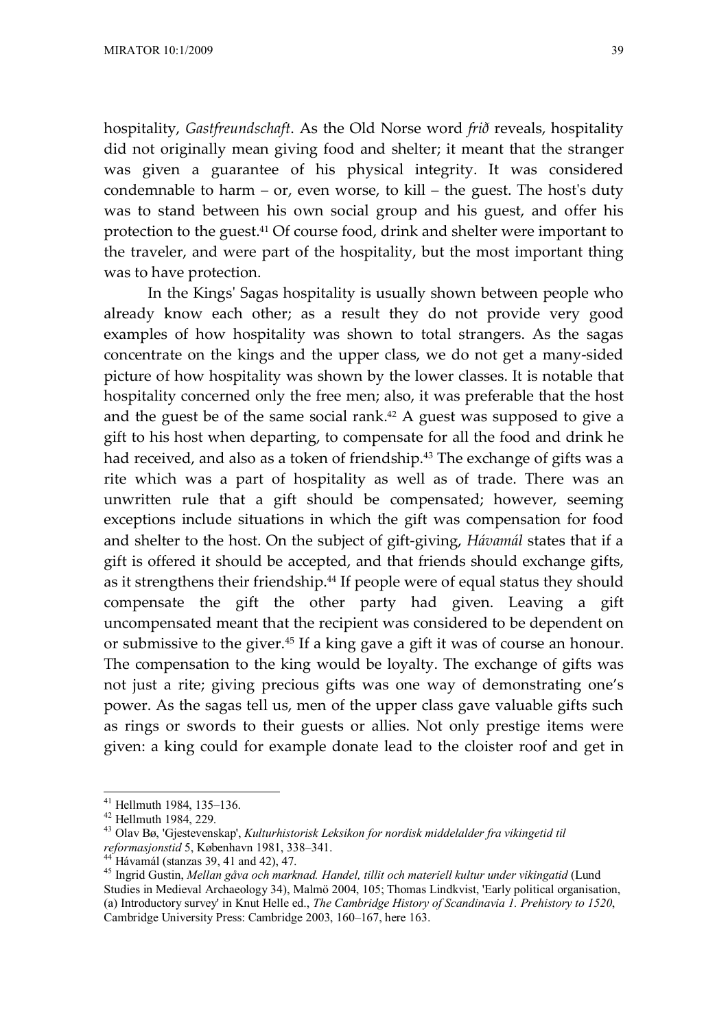hospitality, *Gastfreundschaft*. As the Old Norse word *frið* reveals, hospitality did not originally mean giving food and shelter; it meant that the stranger was given a guarantee of his physical integrity. It was considered condemnable to harm – or, even worse, to kill – the guest. The host's duty was to stand between his own social group and his guest, and offer his protection to the guest.[41] Of course food, drink and shelter were important to the traveler, and were part of the hospitality, but the most important thing was to have protection.

In the Kings' Sagas hospitality is usually shown between people who already know each other; as a result they do not provide very good examples of how hospitality was shown to total strangers. As the sagas concentrate on the kings and the upper class, we do not get a many-sided picture of how hospitality was shown by the lower classes. It is notable that hospitality concerned only the free men; also, it was preferable that the host and the guest be of the same social rank.[42] A guest was supposed to give a gift to his host when departing, to compensate for all the food and drink he had received, and also as a token of friendship.[43] The exchange of gifts was a rite which was a part of hospitality as well as of trade. There was an unwritten rule that a gift should be compensated; however, seeming exceptions include situations in which the gift was compensation for food and shelter to the host. On the subject of gift-giving, *Hávamál* states that if a gift is offered it should be accepted, and that friends should exchange gifts, as it strengthens their friendship.[44] If people were of equal status they should compensate the gift the other party had given. Leaving a gift uncompensated meant that the recipient was considered to be dependent on or submissive to the giver.[45] If a king gave a gift it was of course an honour. The compensation to the king would be loyalty. The exchange of gifts was not just a rite; giving precious gifts was one way of demonstrating one's power. As the sagas tell us, men of the upper class gave valuable gifts such as rings or swords to their guests or allies. Not only prestige items were given: a king could for example donate lead to the cloister roof and get in

---

[41] Hellmuth 1984, 135–136.

[42] Hellmuth 1984, 229.

[43] Olav Bø, 'Gjestevenskap', *Kulturhistorisk Leksikon for nordisk middelalder fra vikingetid til reformasjonstid* 5, København 1981, 338–341.

[44] Hávamál (stanzas 39, 41 and 42), 47.

[45] Ingrid Gustin, *Mellan gåva och marknad. Handel, tillit och materiell kultur under vikingatid* (Lund Studies in Medieval Archaeology 34), Malmö 2004, 105; Thomas Lindkvist, 'Early political organisation, (a) Introductory survey' in Knut Helle ed., *The Cambridge History of Scandinavia 1. Prehistory to 1520*, Cambridge University Press: Cambridge 2003, 160–167, here 163.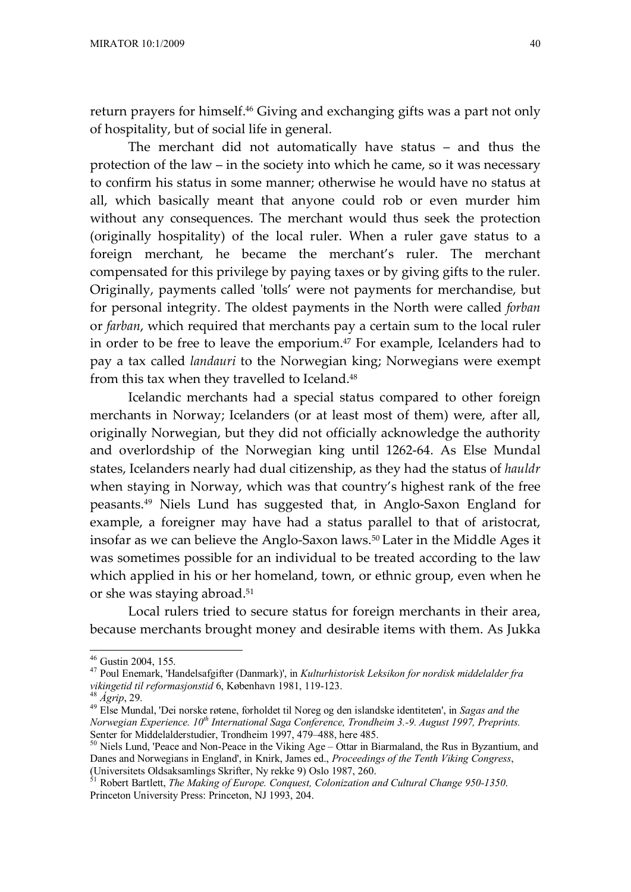return prayers for himself.[46] Giving and exchanging gifts was a part not only of hospitality, but of social life in general.

The merchant did not automatically have status – and thus the protection of the law – in the society into which he came, so it was necessary to confirm his status in some manner; otherwise he would have no status at all, which basically meant that anyone could rob or even murder him without any consequences. The merchant would thus seek the protection (originally hospitality) of the local ruler. When a ruler gave status to a foreign merchant, he became the merchant's ruler. The merchant compensated for this privilege by paying taxes or by giving gifts to the ruler. Originally, payments called 'tolls' were not payments for merchandise, but for personal integrity. The oldest payments in the North were called *forban* or *farban*, which required that merchants pay a certain sum to the local ruler in order to be free to leave the emporium.[47] For example, Icelanders had to pay a tax called *landauri* to the Norwegian king; Norwegians were exempt from this tax when they travelled to Iceland.[48]

Icelandic merchants had a special status compared to other foreign merchants in Norway; Icelanders (or at least most of them) were, after all, originally Norwegian, but they did not officially acknowledge the authority and overlordship of the Norwegian king until 1262-64. As Else Mundal states, Icelanders nearly had dual citizenship, as they had the status of *hauldr* when staying in Norway, which was that country's highest rank of the free peasants.[49] Niels Lund has suggested that, in Anglo-Saxon England for example, a foreigner may have had a status parallel to that of aristocrat, insofar as we can believe the Anglo-Saxon laws.[50] Later in the Middle Ages it was sometimes possible for an individual to be treated according to the law which applied in his or her homeland, town, or ethnic group, even when he or she was staying abroad.[51]

Local rulers tried to secure status for foreign merchants in their area, because merchants brought money and desirable items with them. As Jukka

---

[46] Gustin 2004, 155.

[47] Poul Enemark, 'Handelsafgifter (Danmark)', in *Kulturhistorisk Leksikon for nordisk middelalder fra vikingetid til reformasjonstid* 6, København 1981, 119-123.

[48] *Ágrip*, 29.

[49] Else Mundal, 'Dei norske røtene, forholdet til Noreg og den islandske identiteten', in *Sagas and the Norwegian Experience. 10th International Saga Conference, Trondheim 3.-9. August 1997, Preprints.* Senter for Middelalderstudier, Trondheim 1997, 479–488, here 485.

[50] Niels Lund, 'Peace and Non-Peace in the Viking Age – Ottar in Biarmaland, the Rus in Byzantium, and Danes and Norwegians in England', in Knirk, James ed., *Proceedings of the Tenth Viking Congress*, (Universitets Oldsaksamlings Skrifter, Ny rekke 9) Oslo 1987, 260.

[51] Robert Bartlett, *The Making of Europe. Conquest, Colonization and Cultural Change 950-1350.* Princeton University Press: Princeton, NJ 1993, 204.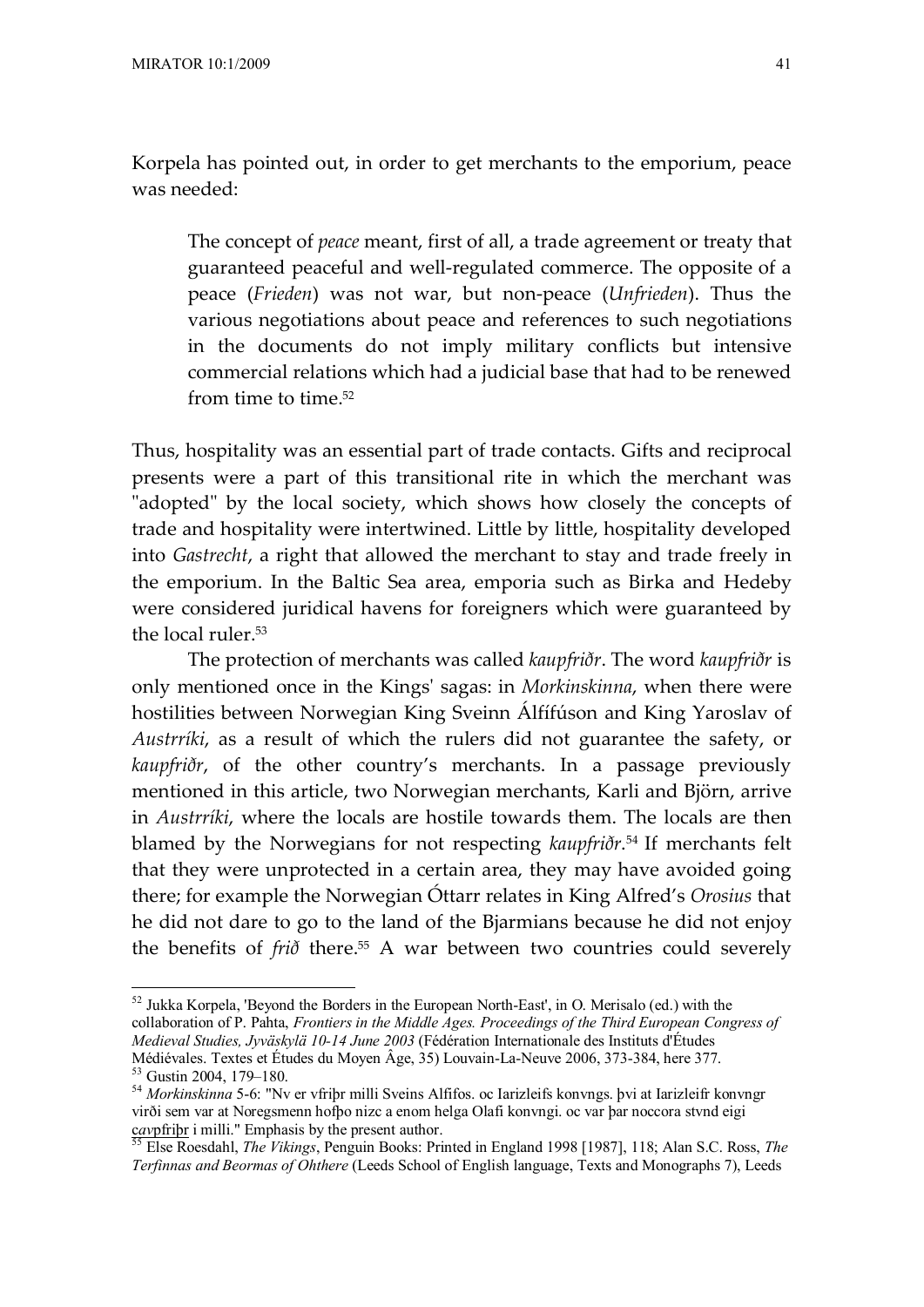Korpela has pointed out, in order to get merchants to the emporium, peace was needed:

> The concept of *peace* meant, first of all, a trade agreement or treaty that guaranteed peaceful and well-regulated commerce. The opposite of a peace (*Frieden*) was not war, but non-peace (*Unfrieden*). Thus the various negotiations about peace and references to such negotiations in the documents do not imply military conflicts but intensive commercial relations which had a judicial base that had to be renewed from time to time.[52]

Thus, hospitality was an essential part of trade contacts. Gifts and reciprocal presents were a part of this transitional rite in which the merchant was "adopted" by the local society, which shows how closely the concepts of trade and hospitality were intertwined. Little by little, hospitality developed into *Gastrecht*, a right that allowed the merchant to stay and trade freely in the emporium. In the Baltic Sea area, emporia such as Birka and Hedeby were considered juridical havens for foreigners which were guaranteed by the local ruler.[53]

The protection of merchants was called *kaupfriðr*. The word *kaupfriðr* is only mentioned once in the Kings' sagas: in *Morkinskinna*, when there were hostilities between Norwegian King Sveinn Álfífúson and King Yaroslav of *Austrríki*, as a result of which the rulers did not guarantee the safety, or *kaupfriðr*, of the other country's merchants. In a passage previously mentioned in this article, two Norwegian merchants, Karli and Björn, arrive in *Austrríki*, where the locals are hostile towards them. The locals are then blamed by the Norwegians for not respecting *kaupfriðr*.[54] If merchants felt that they were unprotected in a certain area, they may have avoided going there; for example the Norwegian Óttarr relates in King Alfred's *Orosius* that he did not dare to go to the land of the Bjarmians because he did not enjoy the benefits of *frið* there.[55] A war between two countries could severely

---

[52] Jukka Korpela, 'Beyond the Borders in the European North-East', in O. Merisalo (ed.) with the collaboration of P. Pahta, *Frontiers in the Middle Ages. Proceedings of the Third European Congress of Medieval Studies, Jyväskylä 10-14 June 2003* (Fédération Internationale des Instituts d'Études Médiévales. Textes et Études du Moyen Âge, 35) Louvain-La-Neuve 2006, 373-384, here 377.

[53] Gustin 2004, 179–180.

[54] *Morkinskinna* 5-6: "Nv er vfriþr milli Sveins Alfifos. oc Iarizleifs konvngs. þvi at Iarizleifr konvngr virði sem var at Noregsmenn hofþo nizc a enom helga Olafi konvngi. oc var þar noccora stvnd eigi cavpfriþr i milli." Emphasis by the present author.

[55] Else Roesdahl, *The Vikings*, Penguin Books: Printed in England 1998 [1987], 118; Alan S.C. Ross, *The Terfinnas and Beormas of Ohthere* (Leeds School of English language, Texts and Monographs 7), Leeds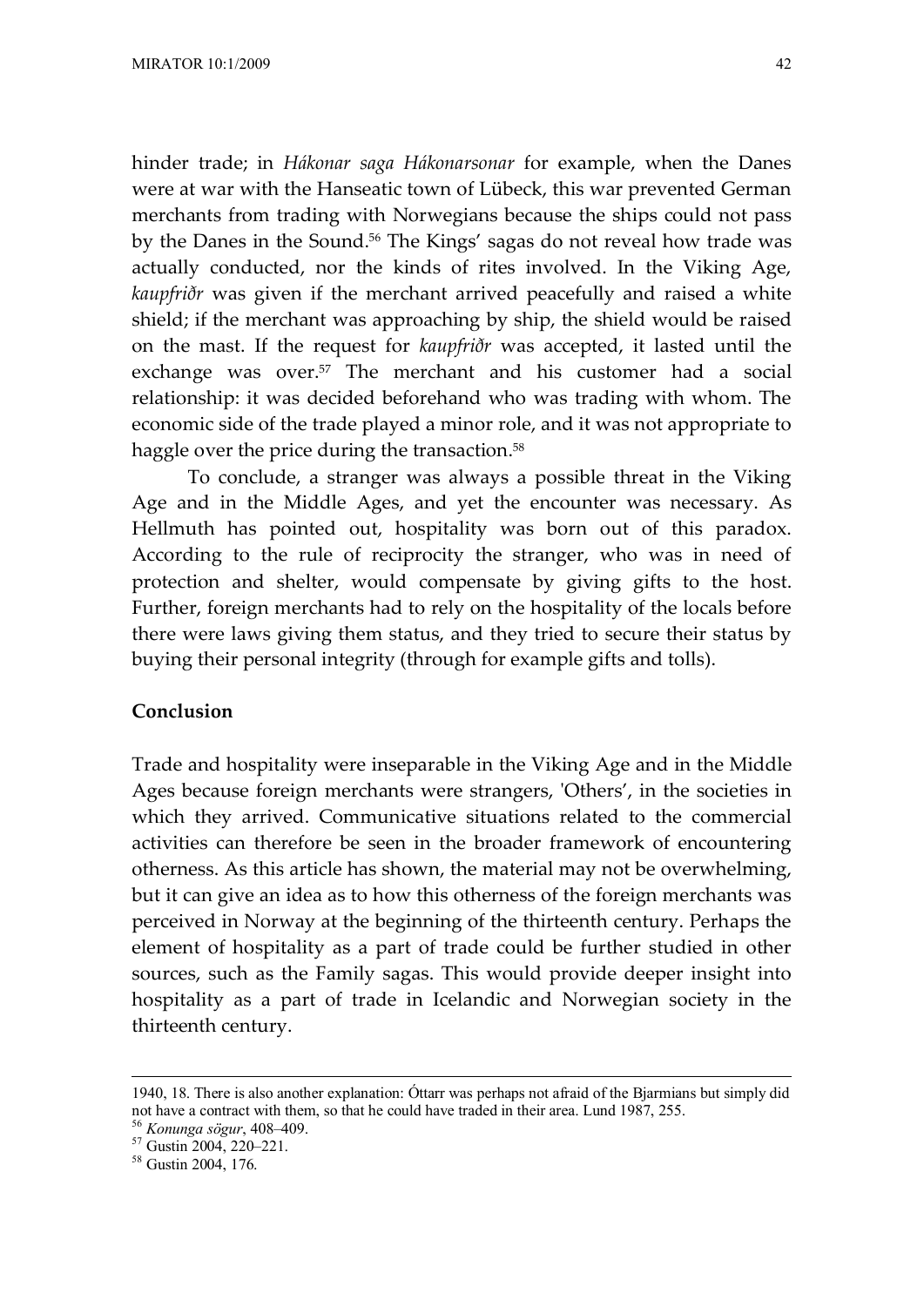hinder trade; in *Hákonar saga Hákonarsonar* for example, when the Danes were at war with the Hanseatic town of Lübeck, this war prevented German merchants from trading with Norwegians because the ships could not pass by the Danes in the Sound.[56] The Kings' sagas do not reveal how trade was actually conducted, nor the kinds of rites involved. In the Viking Age, *kaupfriðr* was given if the merchant arrived peacefully and raised a white shield; if the merchant was approaching by ship, the shield would be raised on the mast. If the request for *kaupfriðr* was accepted, it lasted until the exchange was over.[57] The merchant and his customer had a social relationship: it was decided beforehand who was trading with whom. The economic side of the trade played a minor role, and it was not appropriate to haggle over the price during the transaction.[58]

To conclude, a stranger was always a possible threat in the Viking Age and in the Middle Ages, and yet the encounter was necessary. As Hellmuth has pointed out, hospitality was born out of this paradox. According to the rule of reciprocity the stranger, who was in need of protection and shelter, would compensate by giving gifts to the host. Further, foreign merchants had to rely on the hospitality of the locals before there were laws giving them status, and they tried to secure their status by buying their personal integrity (through for example gifts and tolls).

## Conclusion

Trade and hospitality were inseparable in the Viking Age and in the Middle Ages because foreign merchants were strangers, 'Others', in the societies in which they arrived. Communicative situations related to the commercial activities can therefore be seen in the broader framework of encountering otherness. As this article has shown, the material may not be overwhelming, but it can give an idea as to how this otherness of the foreign merchants was perceived in Norway at the beginning of the thirteenth century. Perhaps the element of hospitality as a part of trade could be further studied in other sources, such as the Family sagas. This would provide deeper insight into hospitality as a part of trade in Icelandic and Norwegian society in the thirteenth century.

---

1940, 18. There is also another explanation: Óttarr was perhaps not afraid of the Bjarmians but simply did not have a contract with them, so that he could have traded in their area. Lund 1987, 255.

[56] *Konunga sögur*, 408–409.

[57] Gustin 2004, 220–221.

[58] Gustin 2004, 176.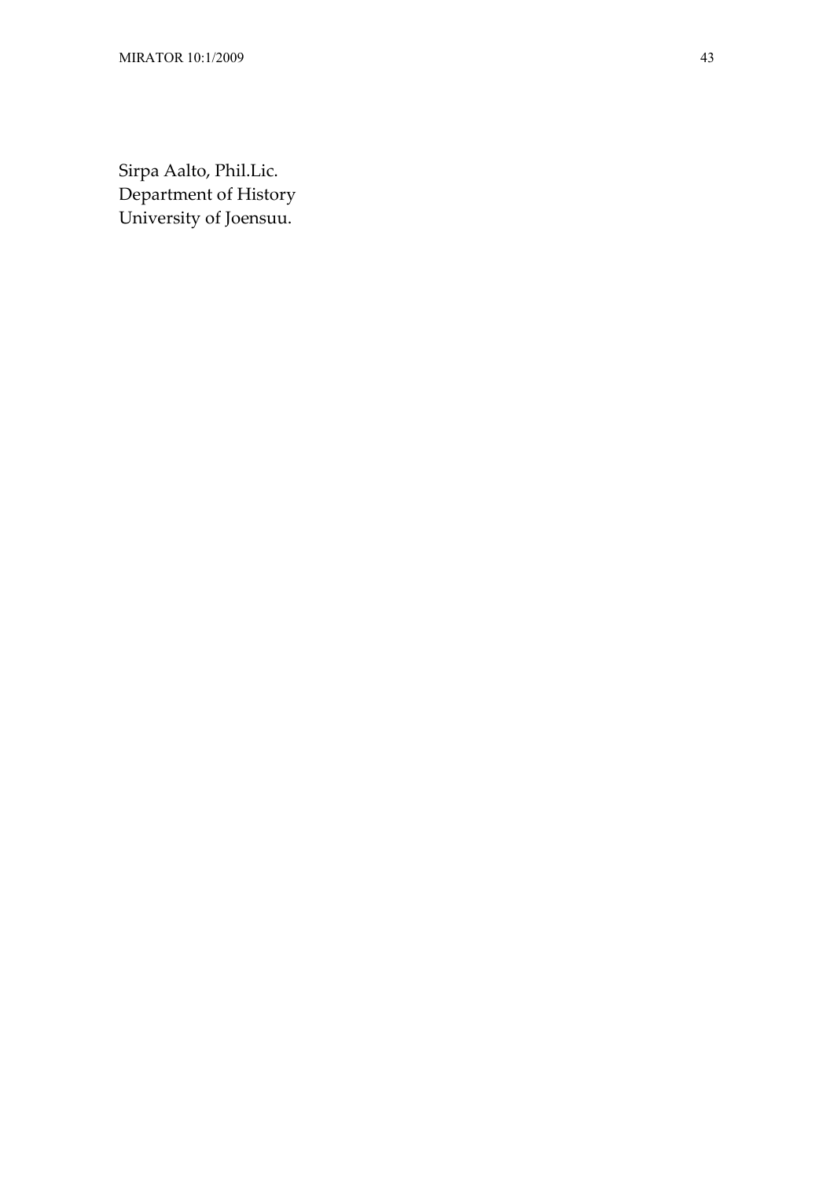Sirpa Aalto, Phil.Lic.
Department of History
University of Joensuu.